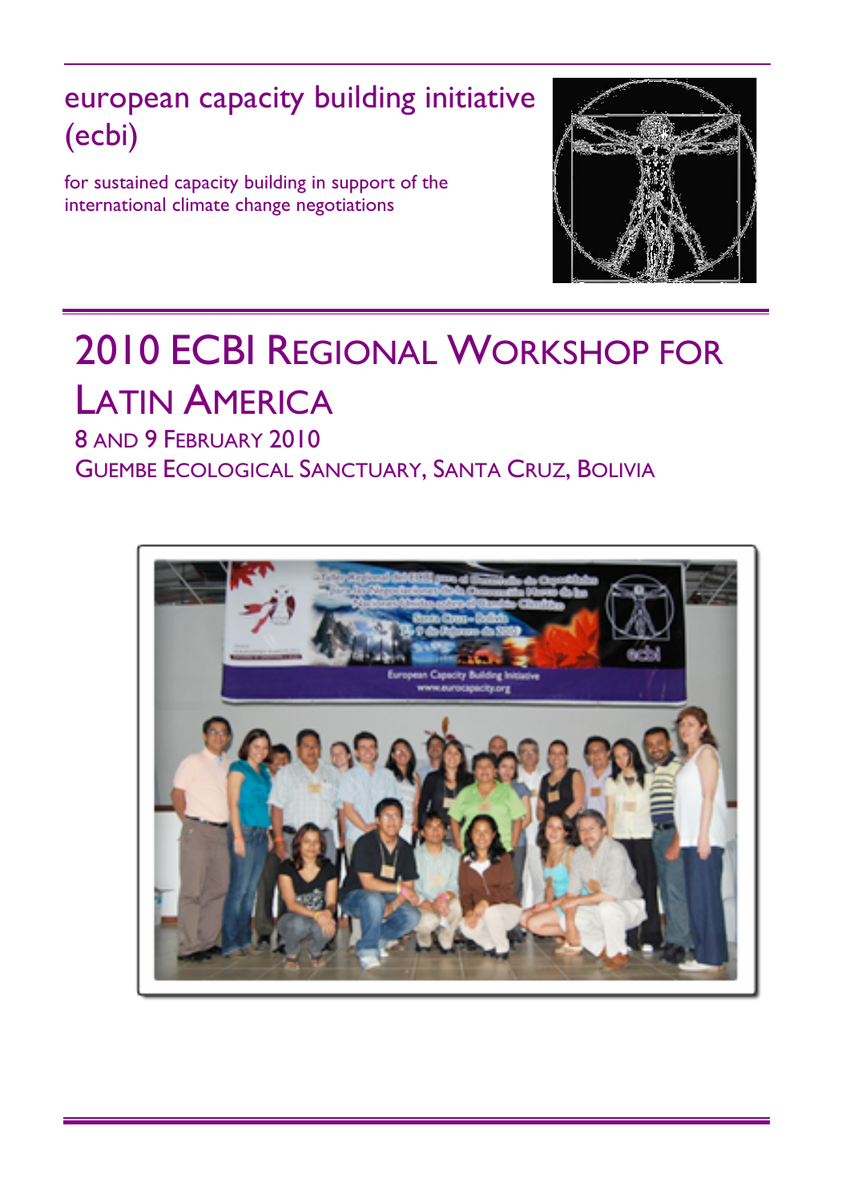european capacity building initiative (ecbi)

for sustained capacity building in support of the international climate change negotiations

# 2010 ECBI Regional Workshop for Latin America

8 and 9 February 2010

Guembe Ecological Sanctuary, Santa Cruz, Bolivia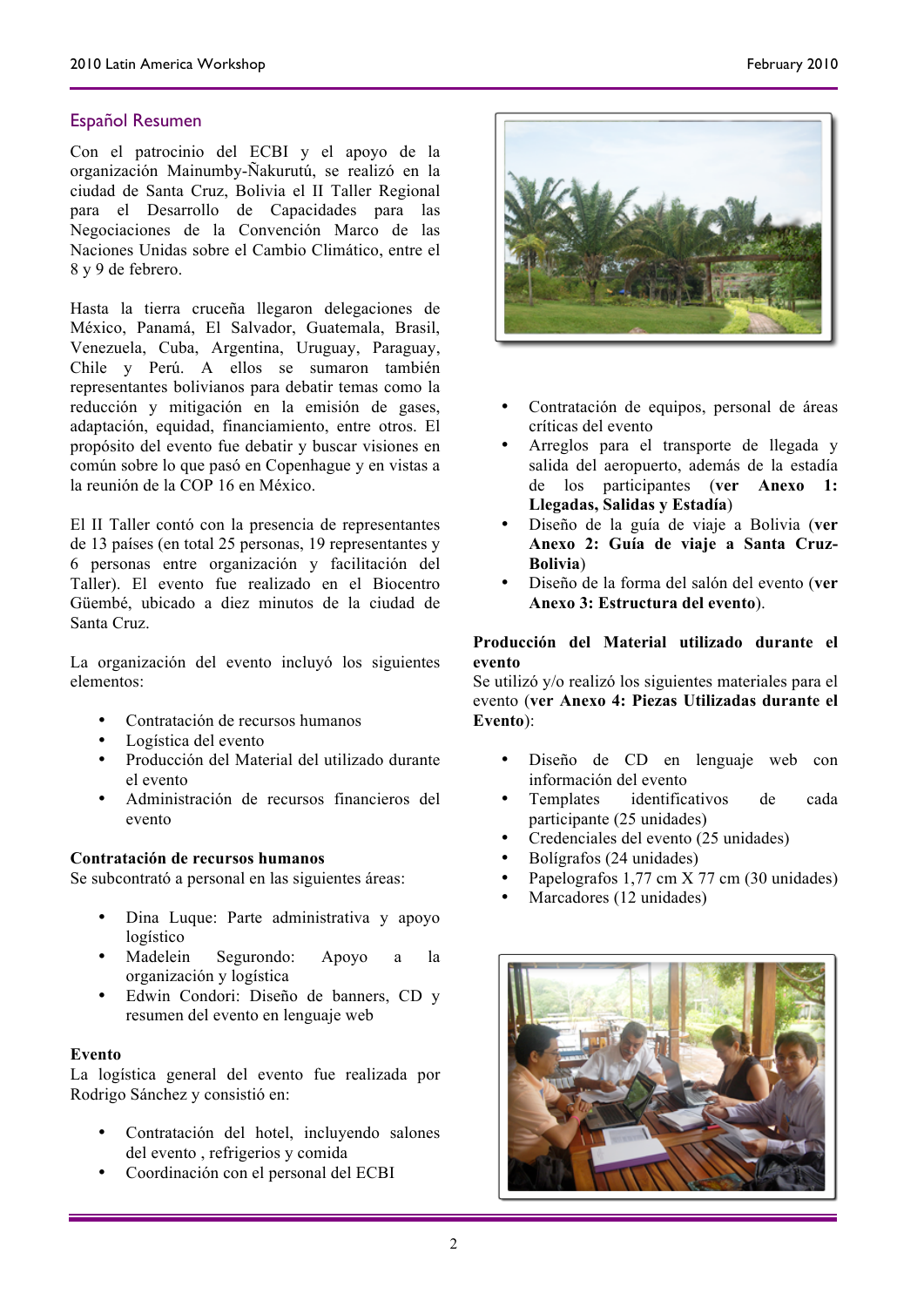## Español Resumen

Con el patrocinio del ECBI y el apoyo de la organización Mainumby-Ñakurutú, se realizó en la ciudad de Santa Cruz, Bolivia el II Taller Regional para el Desarrollo de Capacidades para las Negociaciones de la Convención Marco de las Naciones Unidas sobre el Cambio Climático, entre el 8 y 9 de febrero.

Hasta la tierra cruceña llegaron delegaciones de México, Panamá, El Salvador, Guatemala, Brasil, Venezuela, Cuba, Argentina, Uruguay, Paraguay, Chile y Perú. A ellos se sumaron también representantes bolivianos para debatir temas como la reducción y mitigación en la emisión de gases, adaptación, equidad, financiamiento, entre otros. El propósito del evento fue debatir y buscar visiones en común sobre lo que pasó en Copenhague y en vistas a la reunión de la COP 16 en México.

El II Taller contó con la presencia de representantes de 13 países (en total 25 personas, 19 representantes y 6 personas entre organización y facilitación del Taller). El evento fue realizado en el Biocentro Güembé, ubicado a diez minutos de la ciudad de Santa Cruz.

La organización del evento incluyó los siguientes elementos:

- Contratación de recursos humanos
- Logística del evento
- Producción del Material del utilizado durante el evento
- Administración de recursos financieros del evento

**Contratación de recursos humanos**
Se subcontrató a personal en las siguientes áreas:

- Dina Luque: Parte administrativa y apoyo logístico
- Madelein Segurondo: Apoyo a la organización y logística
- Edwin Condori: Diseño de banners, CD y resumen del evento en lenguaje web

**Evento**
La logística general del evento fue realizada por Rodrigo Sánchez y consistió en:

- Contratación del hotel, incluyendo salones del evento , refrigerios y comida
- Coordinación con el personal del ECBI
- Contratación de equipos, personal de áreas críticas del evento
- Arreglos para el transporte de llegada y salida del aeropuerto, además de la estadía de los participantes (**ver Anexo 1: Llegadas, Salidas y Estadía**)
- Diseño de la guía de viaje a Bolivia (**ver Anexo 2: Guía de viaje a Santa Cruz-Bolivia**)
- Diseño de la forma del salón del evento (**ver Anexo 3: Estructura del evento**).

**Producción del Material utilizado durante el evento**
Se utilizó y/o realizó los siguientes materiales para el evento (**ver Anexo 4: Piezas Utilizadas durante el Evento**):

- Diseño de CD en lenguaje web con información del evento
- Templates identificativos de cada participante (25 unidades)
- Credenciales del evento (25 unidades)
- Bolígrafos (24 unidades)
- Papelografos 1,77 cm X 77 cm (30 unidades)
- Marcadores (12 unidades)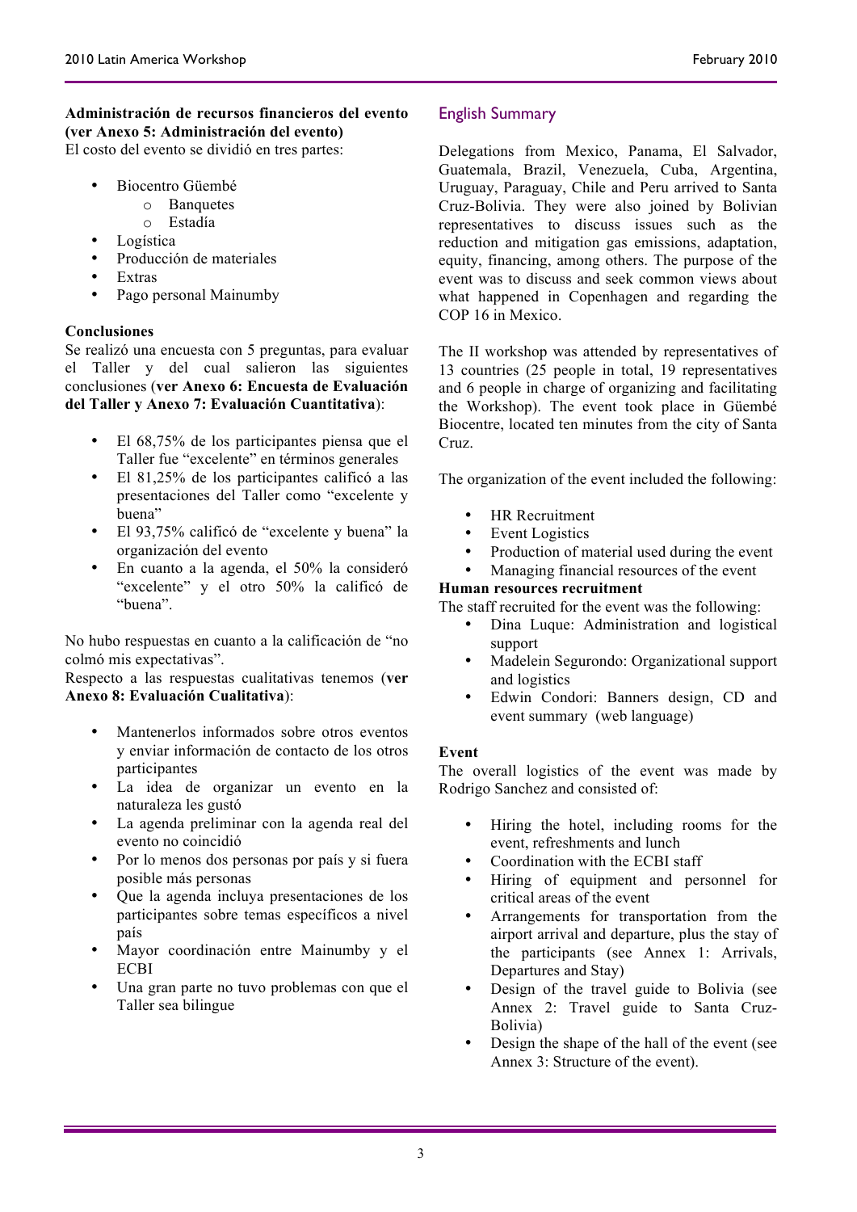**Administración de recursos financieros del evento (ver Anexo 5: Administración del evento)**
El costo del evento se dividió en tres partes:

- Biocentro Güembé
  - Banquetes
  - Estadía
- Logística
- Producción de materiales
- Extras
- Pago personal Mainumby

**Conclusiones**
Se realizó una encuesta con 5 preguntas, para evaluar el Taller y del cual salieron las siguientes conclusiones (**ver Anexo 6: Encuesta de Evaluación del Taller y Anexo 7: Evaluación Cuantitativa**):

- El 68,75% de los participantes piensa que el Taller fue "excelente" en términos generales
- El 81,25% de los participantes calificó a las presentaciones del Taller como "excelente y buena"
- El 93,75% calificó de "excelente y buena" la organización del evento
- En cuanto a la agenda, el 50% la consideró "excelente" y el otro 50% la calificó de "buena".

No hubo respuestas en cuanto a la calificación de "no colmó mis expectativas".
Respecto a las respuestas cualitativas tenemos (**ver Anexo 8: Evaluación Cualitativa**):

- Mantenerlos informados sobre otros eventos y enviar información de contacto de los otros participantes
- La idea de organizar un evento en la naturaleza les gustó
- La agenda preliminar con la agenda real del evento no coincidió
- Por lo menos dos personas por país y si fuera posible más personas
- Que la agenda incluya presentaciones de los participantes sobre temas específicos a nivel país
- Mayor coordinación entre Mainumby y el ECBI
- Una gran parte no tuvo problemas con que el Taller sea bilingue

## English Summary

Delegations from Mexico, Panama, El Salvador, Guatemala, Brazil, Venezuela, Cuba, Argentina, Uruguay, Paraguay, Chile and Peru arrived to Santa Cruz-Bolivia. They were also joined by Bolivian representatives to discuss issues such as the reduction and mitigation gas emissions, adaptation, equity, financing, among others. The purpose of the event was to discuss and seek common views about what happened in Copenhagen and regarding the COP 16 in Mexico.

The II workshop was attended by representatives of 13 countries (25 people in total, 19 representatives and 6 people in charge of organizing and facilitating the Workshop). The event took place in Güembé Biocentre, located ten minutes from the city of Santa Cruz.

The organization of the event included the following:

- HR Recruitment
- Event Logistics
- Production of material used during the event
- Managing financial resources of the event

**Human resources recruitment**
The staff recruited for the event was the following:

- Dina Luque: Administration and logistical support
- Madelein Segurondo: Organizational support and logistics
- Edwin Condori: Banners design, CD and event summary (web language)

**Event**
The overall logistics of the event was made by Rodrigo Sanchez and consisted of:

- Hiring the hotel, including rooms for the event, refreshments and lunch
- Coordination with the ECBI staff
- Hiring of equipment and personnel for critical areas of the event
- Arrangements for transportation from the airport arrival and departure, plus the stay of the participants (see Annex 1: Arrivals, Departures and Stay)
- Design of the travel guide to Bolivia (see Annex 2: Travel guide to Santa Cruz-Bolivia)
- Design the shape of the hall of the event (see Annex 3: Structure of the event).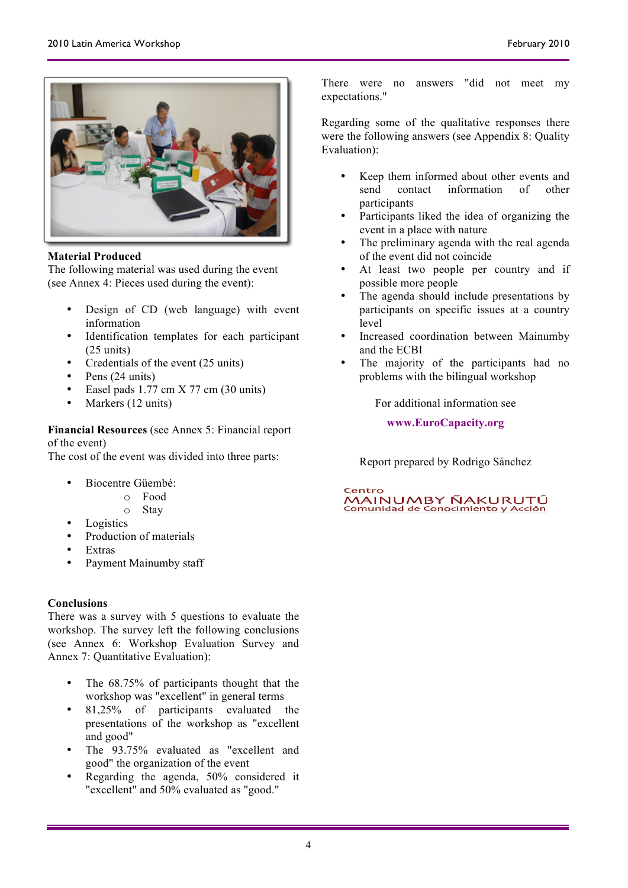**Material Produced**

The following material was used during the event (see Annex 4: Pieces used during the event):

- Design of CD (web language) with event information
- Identification templates for each participant (25 units)
- Credentials of the event (25 units)
- Pens (24 units)
- Easel pads 1.77 cm X 77 cm (30 units)
- Markers (12 units)

**Financial Resources** (see Annex 5: Financial report of the event)

The cost of the event was divided into three parts:

- Biocentre Güembé:
  - Food
  - Stay
- Logistics
- Production of materials
- Extras
- Payment Mainumby staff

**Conclusions**

There was a survey with 5 questions to evaluate the workshop. The survey left the following conclusions (see Annex 6: Workshop Evaluation Survey and Annex 7: Quantitative Evaluation):

- The 68.75% of participants thought that the workshop was "excellent" in general terms
- 81,25% of participants evaluated the presentations of the workshop as "excellent and good"
- The 93.75% evaluated as "excellent and good" the organization of the event
- Regarding the agenda, 50% considered it "excellent" and 50% evaluated as "good."

There were no answers "did not meet my expectations."

Regarding some of the qualitative responses there were the following answers (see Appendix 8: Quality Evaluation):

- Keep them informed about other events and send contact information of other participants
- Participants liked the idea of organizing the event in a place with nature
- The preliminary agenda with the real agenda of the event did not coincide
- At least two people per country and if possible more people
- The agenda should include presentations by participants on specific issues at a country level
- Increased coordination between Mainumby and the ECBI
- The majority of the participants had no problems with the bilingual workshop

For additional information see

**www.EuroCapacity.org**

Report prepared by Rodrigo Sánchez

Centro
MAINUMBY ÑAKURUTÚ
Comunidad de Conocimiento y Acción